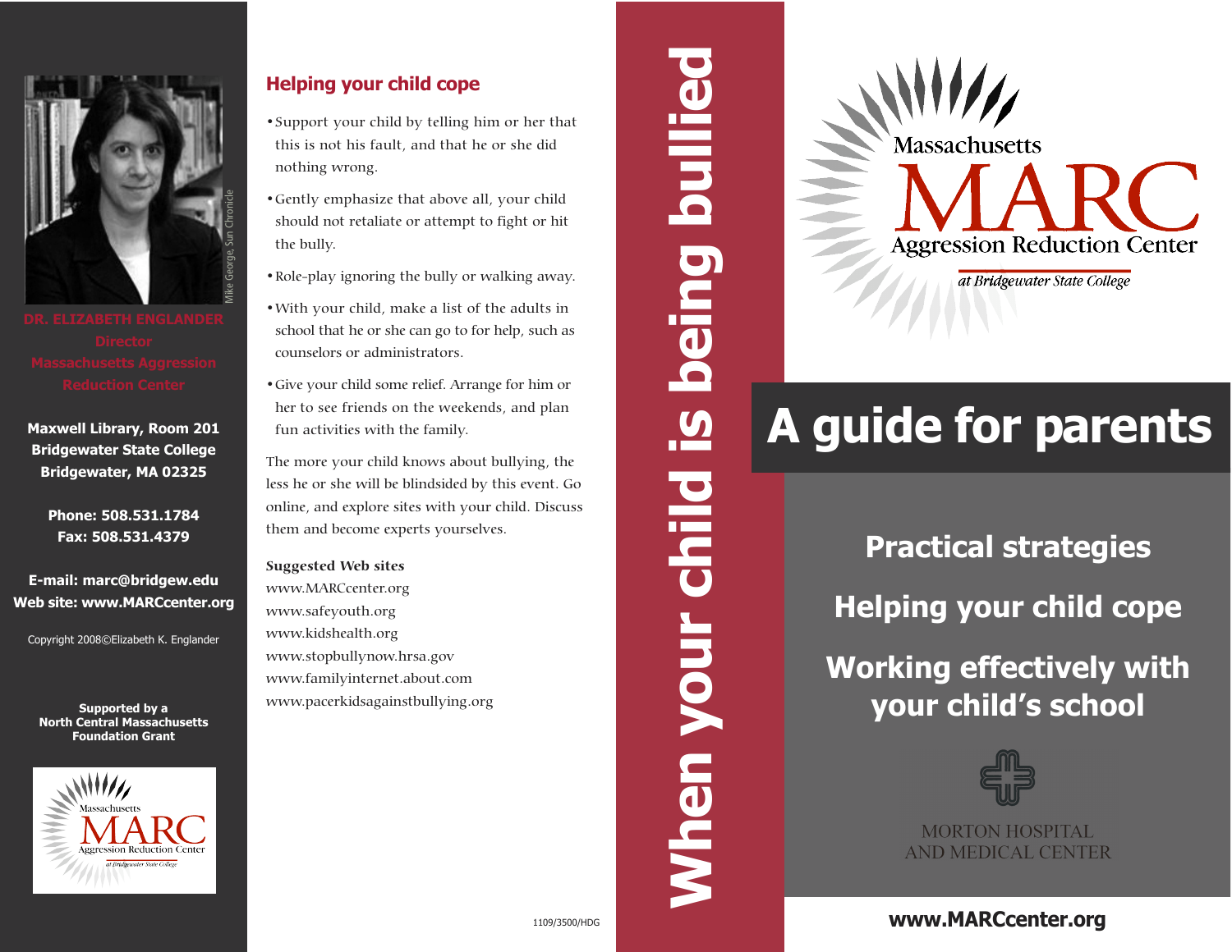Mike George, Sun Chronicle

**DR. ELIZABETH ENGLANDER**
**Director**
**Massachusetts Aggression Reduction Center**

**Maxwell Library, Room 201**
**Bridgewater State College**
**Bridgewater, MA 02325**

**Phone: 508.531.1784**
**Fax: 508.531.4379**

**E-mail: marc@bridgew.edu**
**Web site: www.MARCcenter.org**

Copyright 2008©Elizabeth K. Englander

**Supported by a North Central Massachusetts Foundation Grant**

Massachusetts MARC Aggression Reduction Center at Bridgewater State College

## Helping your child cope

- Support your child by telling him or her that this is not his fault, and that he or she did nothing wrong.
- Gently emphasize that above all, your child should not retaliate or attempt to fight or hit the bully.
- Role-play ignoring the bully or walking away.
- With your child, make a list of the adults in school that he or she can go to for help, such as counselors or administrators.
- Give your child some relief. Arrange for him or her to see friends on the weekends, and plan fun activities with the family.

The more your child knows about bullying, the less he or she will be blindsided by this event. Go online, and explore sites with your child. Discuss them and become experts yourselves.

**Suggested Web sites**
www.MARCcenter.org
www.safeyouth.org
www.kidshealth.org
www.stopbullynow.hrsa.gov
www.familyinternet.about.com
www.pacerkidsagainstbullying.org

1109/3500/HDG

# When your child is being bullied

Massachusetts MARC Aggression Reduction Center *at Bridgewater State College*

# A guide for parents

## Practical strategies

## Helping your child cope

## Working effectively with your child's school

MORTON HOSPITAL AND MEDICAL CENTER

**www.MARCcenter.org**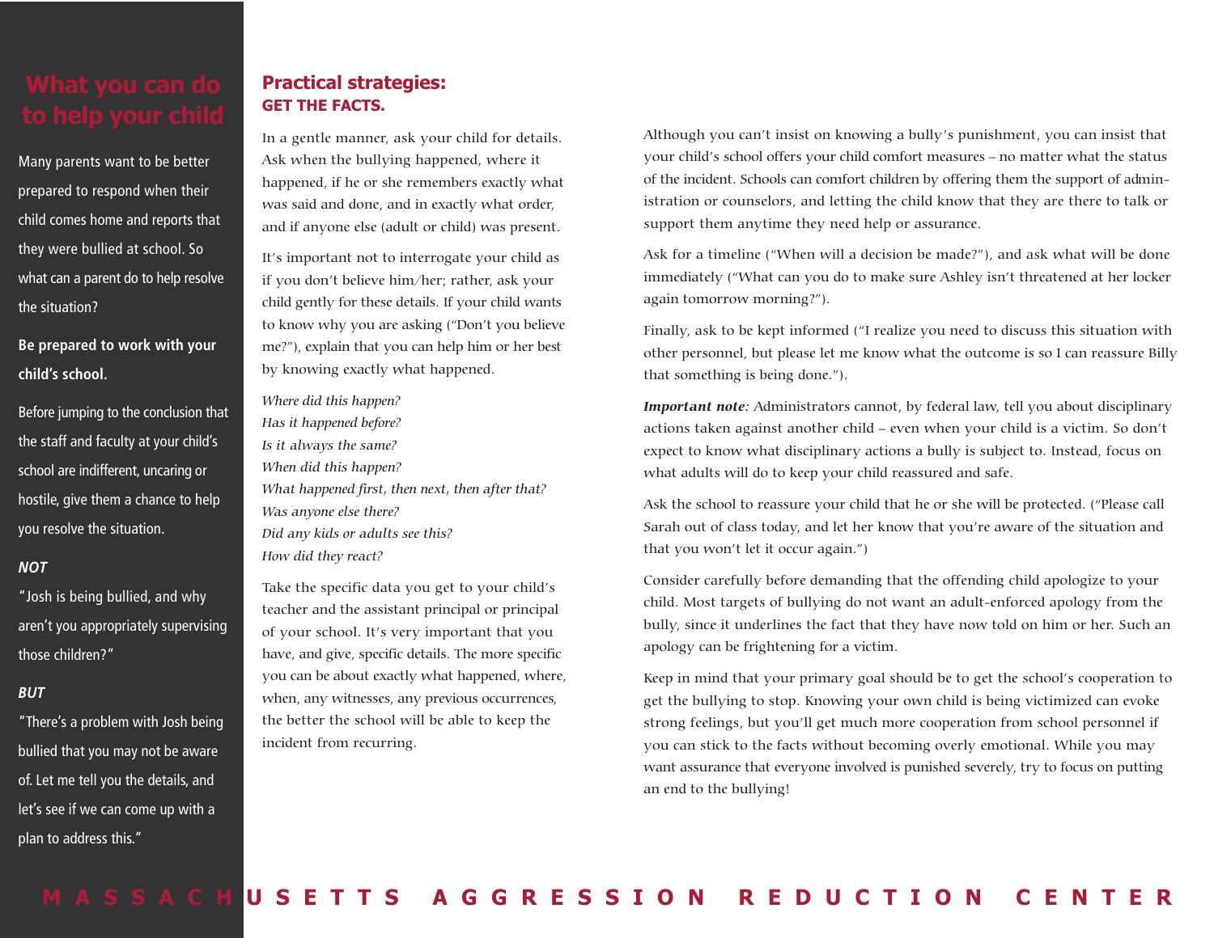# What you can do to help your child

Many parents want to be better prepared to respond when their child comes home and reports that they were bullied at school. So what can a parent do to help resolve the situation?

**Be prepared to work with your child's school.**

Before jumping to the conclusion that the staff and faculty at your child's school are indifferent, uncaring or hostile, give them a chance to help you resolve the situation.

***NOT***

"Josh is being bullied, and why aren't you appropriately supervising those children?"

***BUT***

"There's a problem with Josh being bullied that you may not be aware of. Let me tell you the details, and let's see if we can come up with a plan to address this."

## Practical strategies:

### GET THE FACTS.

In a gentle manner, ask your child for details. Ask when the bullying happened, where it happened, if he or she remembers exactly what was said and done, and in exactly what order, and if anyone else (adult or child) was present.

It's important not to interrogate your child as if you don't believe him/her; rather, ask your child gently for these details. If your child wants to know why you are asking ("Don't you believe me?"), explain that you can help him or her best by knowing exactly what happened.

*Where did this happen?*
*Has it happened before?*
*Is it always the same?*
*When did this happen?*
*What happened first, then next, then after that?*
*Was anyone else there?*
*Did any kids or adults see this?*
*How did they react?*

Take the specific data you get to your child's teacher and the assistant principal or principal of your school. It's very important that you have, and give, specific details. The more specific you can be about exactly what happened, where, when, any witnesses, any previous occurrences, the better the school will be able to keep the incident from recurring.

Although you can't insist on knowing a bully's punishment, you can insist that your child's school offers your child comfort measures – no matter what the status of the incident. Schools can comfort children by offering them the support of administration or counselors, and letting the child know that they are there to talk or support them anytime they need help or assurance.

Ask for a timeline ("When will a decision be made?"), and ask what will be done immediately ("What can you do to make sure Ashley isn't threatened at her locker again tomorrow morning?").

Finally, ask to be kept informed ("I realize you need to discuss this situation with other personnel, but please let me know what the outcome is so I can reassure Billy that something is being done.").

***Important note:*** Administrators cannot, by federal law, tell you about disciplinary actions taken against another child – even when your child is a victim. So don't expect to know what disciplinary actions a bully is subject to. Instead, focus on what adults will do to keep your child reassured and safe.

Ask the school to reassure your child that he or she will be protected. ("Please call Sarah out of class today, and let her know that you're aware of the situation and that you won't let it occur again.")

Consider carefully before demanding that the offending child apologize to your child. Most targets of bullying do not want an adult-enforced apology from the bully, since it underlines the fact that they have now told on him or her. Such an apology can be frightening for a victim.

Keep in mind that your primary goal should be to get the school's cooperation to get the bullying to stop. Knowing your own child is being victimized can evoke strong feelings, but you'll get much more cooperation from school personnel if you can stick to the facts without becoming overly emotional. While you may want assurance that everyone involved is punished severely, try to focus on putting an end to the bullying!